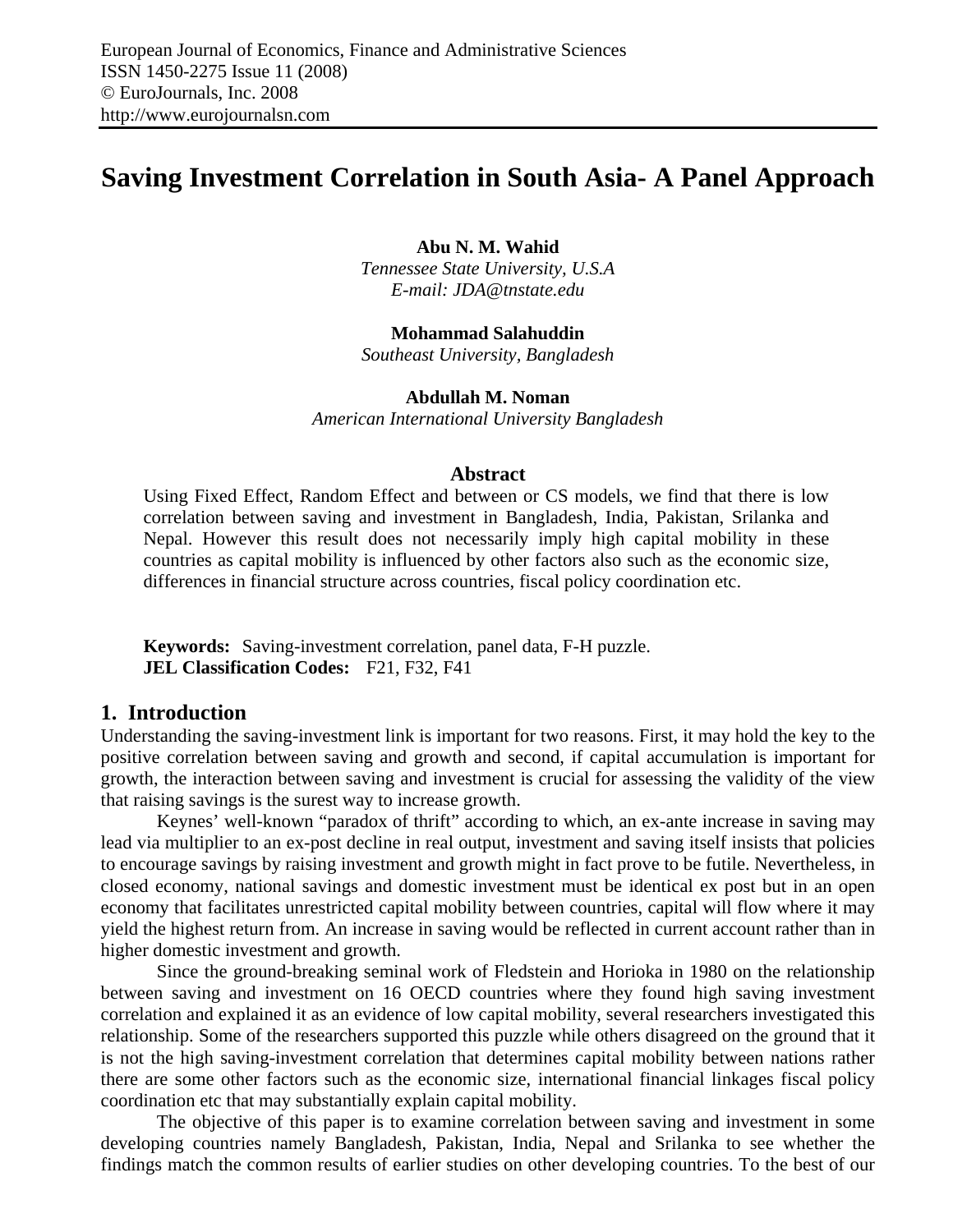# Saving Investment Correlation in South Asia- A Panel Approach

**Abu N. M. Wahid**
*Tennessee State University, U.S.A*
*E-mail: JDA@tnstate.edu*

**Mohammad Salahuddin**
*Southeast University, Bangladesh*

**Abdullah M. Noman**
*American International University Bangladesh*

## Abstract

Using Fixed Effect, Random Effect and between or CS models, we find that there is low correlation between saving and investment in Bangladesh, India, Pakistan, Srilanka and Nepal. However this result does not necessarily imply high capital mobility in these countries as capital mobility is influenced by other factors also such as the economic size, differences in financial structure across countries, fiscal policy coordination etc.

**Keywords:** Saving-investment correlation, panel data, F-H puzzle.
**JEL Classification Codes:** F21, F32, F41

## 1. Introduction

Understanding the saving-investment link is important for two reasons. First, it may hold the key to the positive correlation between saving and growth and second, if capital accumulation is important for growth, the interaction between saving and investment is crucial for assessing the validity of the view that raising savings is the surest way to increase growth.

Keynes' well-known "paradox of thrift" according to which, an ex-ante increase in saving may lead via multiplier to an ex-post decline in real output, investment and saving itself insists that policies to encourage savings by raising investment and growth might in fact prove to be futile. Nevertheless, in closed economy, national savings and domestic investment must be identical ex post but in an open economy that facilitates unrestricted capital mobility between countries, capital will flow where it may yield the highest return from. An increase in saving would be reflected in current account rather than in higher domestic investment and growth.

Since the ground-breaking seminal work of Fledstein and Horioka in 1980 on the relationship between saving and investment on 16 OECD countries where they found high saving investment correlation and explained it as an evidence of low capital mobility, several researchers investigated this relationship. Some of the researchers supported this puzzle while others disagreed on the ground that it is not the high saving-investment correlation that determines capital mobility between nations rather there are some other factors such as the economic size, international financial linkages fiscal policy coordination etc that may substantially explain capital mobility.

The objective of this paper is to examine correlation between saving and investment in some developing countries namely Bangladesh, Pakistan, India, Nepal and Srilanka to see whether the findings match the common results of earlier studies on other developing countries. To the best of our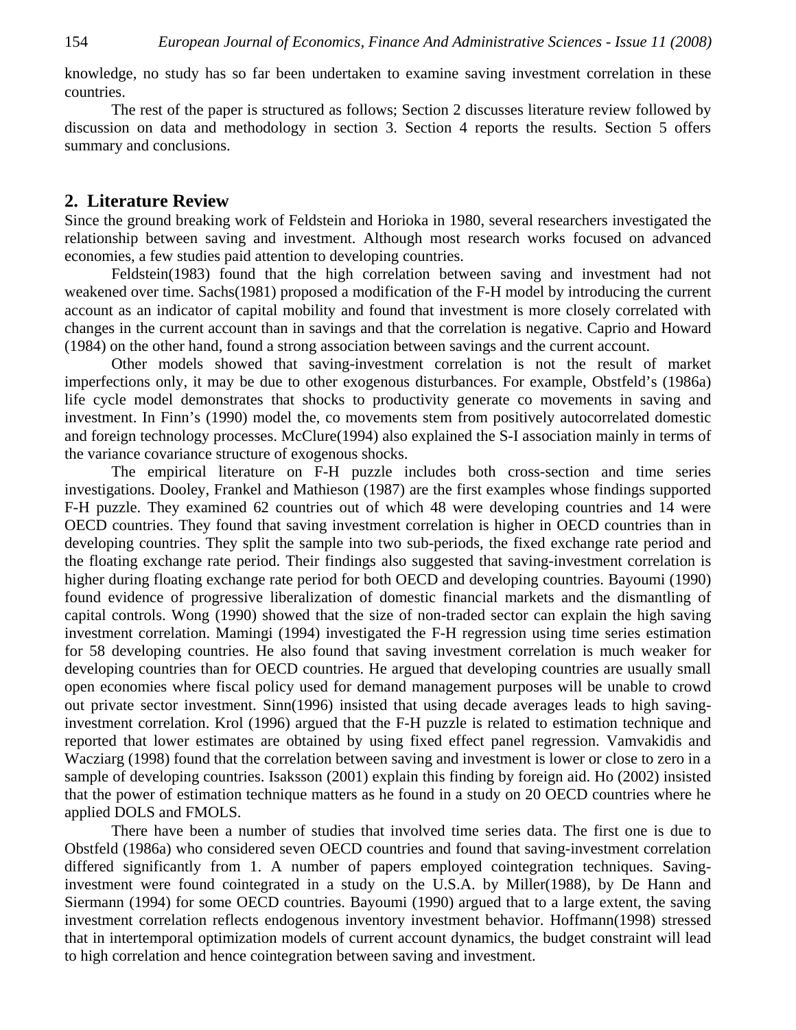knowledge, no study has so far been undertaken to examine saving investment correlation in these countries.

The rest of the paper is structured as follows; Section 2 discusses literature review followed by discussion on data and methodology in section 3. Section 4 reports the results. Section 5 offers summary and conclusions.

## 2. Literature Review

Since the ground breaking work of Feldstein and Horioka in 1980, several researchers investigated the relationship between saving and investment. Although most research works focused on advanced economies, a few studies paid attention to developing countries.

Feldstein(1983) found that the high correlation between saving and investment had not weakened over time. Sachs(1981) proposed a modification of the F-H model by introducing the current account as an indicator of capital mobility and found that investment is more closely correlated with changes in the current account than in savings and that the correlation is negative. Caprio and Howard (1984) on the other hand, found a strong association between savings and the current account.

Other models showed that saving-investment correlation is not the result of market imperfections only, it may be due to other exogenous disturbances. For example, Obstfeld's (1986a) life cycle model demonstrates that shocks to productivity generate co movements in saving and investment. In Finn's (1990) model the, co movements stem from positively autocorrelated domestic and foreign technology processes. McClure(1994) also explained the S-I association mainly in terms of the variance covariance structure of exogenous shocks.

The empirical literature on F-H puzzle includes both cross-section and time series investigations. Dooley, Frankel and Mathieson (1987) are the first examples whose findings supported F-H puzzle. They examined 62 countries out of which 48 were developing countries and 14 were OECD countries. They found that saving investment correlation is higher in OECD countries than in developing countries. They split the sample into two sub-periods, the fixed exchange rate period and the floating exchange rate period. Their findings also suggested that saving-investment correlation is higher during floating exchange rate period for both OECD and developing countries. Bayoumi (1990) found evidence of progressive liberalization of domestic financial markets and the dismantling of capital controls. Wong (1990) showed that the size of non-traded sector can explain the high saving investment correlation. Mamingi (1994) investigated the F-H regression using time series estimation for 58 developing countries. He also found that saving investment correlation is much weaker for developing countries than for OECD countries. He argued that developing countries are usually small open economies where fiscal policy used for demand management purposes will be unable to crowd out private sector investment. Sinn(1996) insisted that using decade averages leads to high saving-investment correlation. Krol (1996) argued that the F-H puzzle is related to estimation technique and reported that lower estimates are obtained by using fixed effect panel regression. Vamvakidis and Wacziarg (1998) found that the correlation between saving and investment is lower or close to zero in a sample of developing countries. Isaksson (2001) explain this finding by foreign aid. Ho (2002) insisted that the power of estimation technique matters as he found in a study on 20 OECD countries where he applied DOLS and FMOLS.

There have been a number of studies that involved time series data. The first one is due to Obstfeld (1986a) who considered seven OECD countries and found that saving-investment correlation differed significantly from 1. A number of papers employed cointegration techniques. Saving-investment were found cointegrated in a study on the U.S.A. by Miller(1988), by De Hann and Siermann (1994) for some OECD countries. Bayoumi (1990) argued that to a large extent, the saving investment correlation reflects endogenous inventory investment behavior. Hoffmann(1998) stressed that in intertemporal optimization models of current account dynamics, the budget constraint will lead to high correlation and hence cointegration between saving and investment.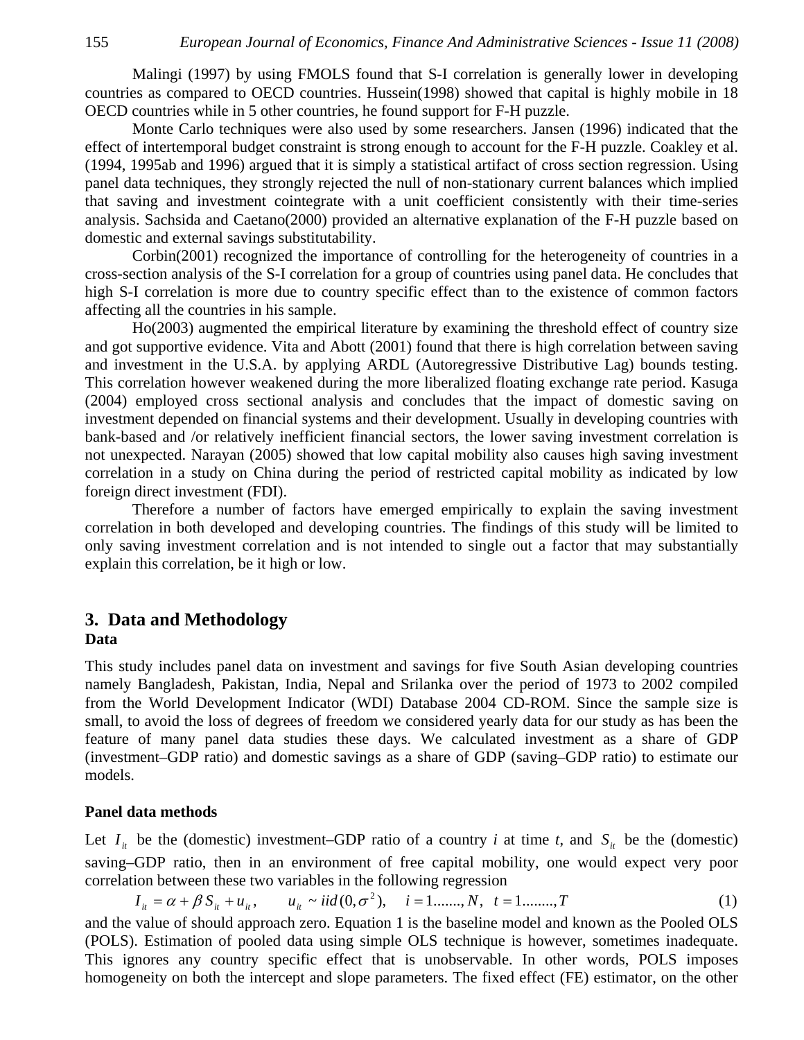Malingi (1997) by using FMOLS found that S-I correlation is generally lower in developing countries as compared to OECD countries. Hussein(1998) showed that capital is highly mobile in 18 OECD countries while in 5 other countries, he found support for F-H puzzle.

Monte Carlo techniques were also used by some researchers. Jansen (1996) indicated that the effect of intertemporal budget constraint is strong enough to account for the F-H puzzle. Coakley et al. (1994, 1995ab and 1996) argued that it is simply a statistical artifact of cross section regression. Using panel data techniques, they strongly rejected the null of non-stationary current balances which implied that saving and investment cointegrate with a unit coefficient consistently with their time-series analysis. Sachsida and Caetano(2000) provided an alternative explanation of the F-H puzzle based on domestic and external savings substitutability.

Corbin(2001) recognized the importance of controlling for the heterogeneity of countries in a cross-section analysis of the S-I correlation for a group of countries using panel data. He concludes that high S-I correlation is more due to country specific effect than to the existence of common factors affecting all the countries in his sample.

Ho(2003) augmented the empirical literature by examining the threshold effect of country size and got supportive evidence. Vita and Abott (2001) found that there is high correlation between saving and investment in the U.S.A. by applying ARDL (Autoregressive Distributive Lag) bounds testing. This correlation however weakened during the more liberalized floating exchange rate period. Kasuga (2004) employed cross sectional analysis and concludes that the impact of domestic saving on investment depended on financial systems and their development. Usually in developing countries with bank-based and /or relatively inefficient financial sectors, the lower saving investment correlation is not unexpected. Narayan (2005) showed that low capital mobility also causes high saving investment correlation in a study on China during the period of restricted capital mobility as indicated by low foreign direct investment (FDI).

Therefore a number of factors have emerged empirically to explain the saving investment correlation in both developed and developing countries. The findings of this study will be limited to only saving investment correlation and is not intended to single out a factor that may substantially explain this correlation, be it high or low.

## 3. Data and Methodology

### Data

This study includes panel data on investment and savings for five South Asian developing countries namely Bangladesh, Pakistan, India, Nepal and Srilanka over the period of 1973 to 2002 compiled from the World Development Indicator (WDI) Database 2004 CD-ROM. Since the sample size is small, to avoid the loss of degrees of freedom we considered yearly data for our study as has been the feature of many panel data studies these days. We calculated investment as a share of GDP (investment–GDP ratio) and domestic savings as a share of GDP (saving–GDP ratio) to estimate our models.

### Panel data methods

Let $I_{it}$ be the (domestic) investment–GDP ratio of a country *i* at time *t*, and $S_{it}$ be the (domestic) saving–GDP ratio, then in an environment of free capital mobility, one would expect very poor correlation between these two variables in the following regression

$$I_{it} = \alpha + \beta S_{it} + u_{it}, \qquad u_{it} \sim iid(0, \sigma^2), \quad i = 1......., N, \;\; t = 1........, T \tag{1}$$

and the value of should approach zero. Equation 1 is the baseline model and known as the Pooled OLS (POLS). Estimation of pooled data using simple OLS technique is however, sometimes inadequate. This ignores any country specific effect that is unobservable. In other words, POLS imposes homogeneity on both the intercept and slope parameters. The fixed effect (FE) estimator, on the other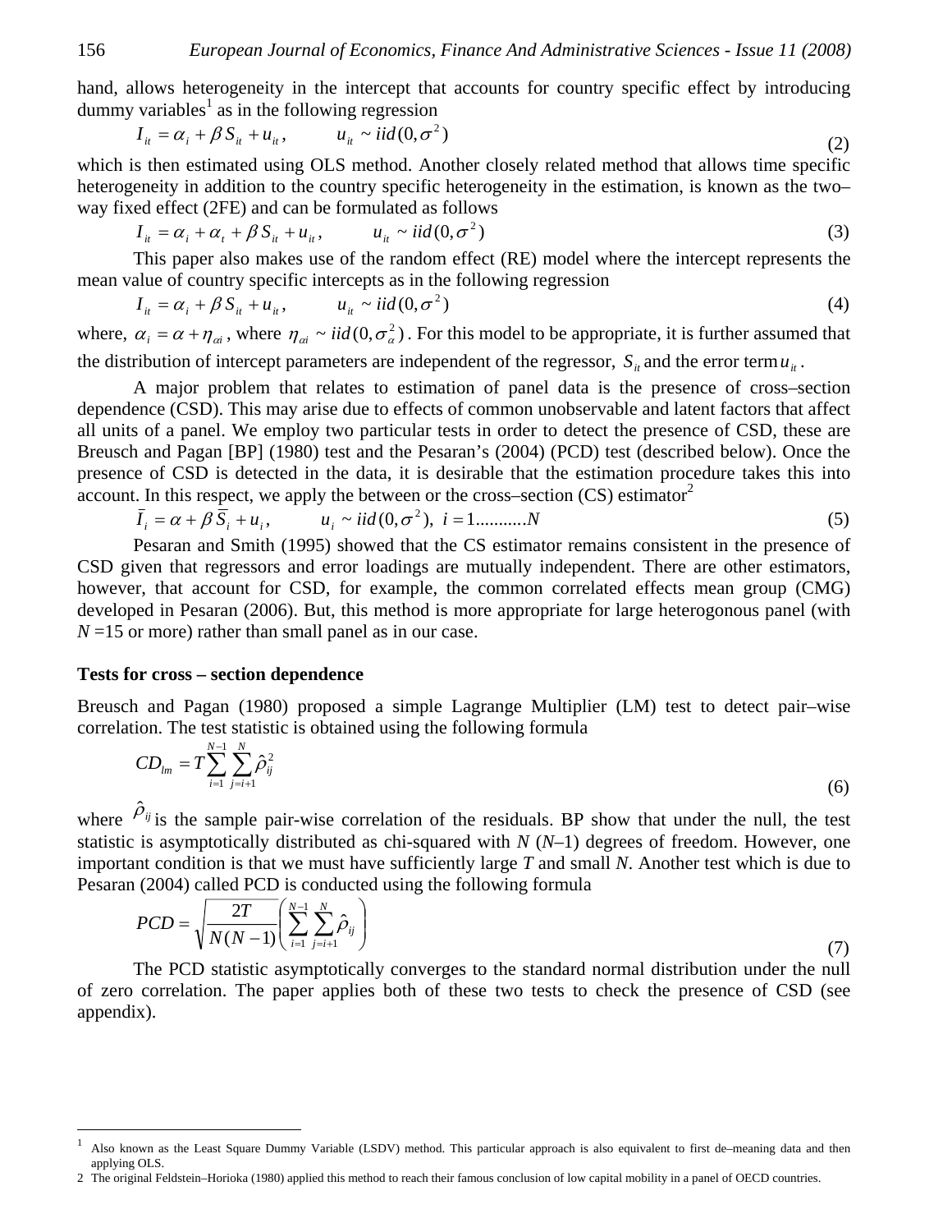hand, allows heterogeneity in the intercept that accounts for country specific effect by introducing dummy variables[1] as in the following regression

$$I_{it} = \alpha_i + \beta S_{it} + u_{it}, \qquad u_{it} \sim iid(0, \sigma^2) \tag{2}$$

which is then estimated using OLS method. Another closely related method that allows time specific heterogeneity in addition to the country specific heterogeneity in the estimation, is known as the two–way fixed effect (2FE) and can be formulated as follows

$$I_{it} = \alpha_i + \alpha_t + \beta S_{it} + u_{it}, \qquad u_{it} \sim iid(0, \sigma^2) \tag{3}$$

This paper also makes use of the random effect (RE) model where the intercept represents the mean value of country specific intercepts as in the following regression

$$I_{it} = \alpha_i + \beta S_{it} + u_{it}, \qquad u_{it} \sim iid(0, \sigma^2) \tag{4}$$

where, $\alpha_i = \alpha + \eta_{\alpha i}$, where $\eta_{\alpha i} \sim iid(0, \sigma_{\alpha}^2)$. For this model to be appropriate, it is further assumed that the distribution of intercept parameters are independent of the regressor, $S_{it}$ and the error term $u_{it}$.

A major problem that relates to estimation of panel data is the presence of cross–section dependence (CSD). This may arise due to effects of common unobservable and latent factors that affect all units of a panel. We employ two particular tests in order to detect the presence of CSD, these are Breusch and Pagan [BP] (1980) test and the Pesaran's (2004) (PCD) test (described below). Once the presence of CSD is detected in the data, it is desirable that the estimation procedure takes this into account. In this respect, we apply the between or the cross–section (CS) estimator[2]

$$\bar{I}_i = \alpha + \beta \bar{S}_i + u_i, \qquad u_i \sim iid(0, \sigma^2), \; i = 1..........N \tag{5}$$

Pesaran and Smith (1995) showed that the CS estimator remains consistent in the presence of CSD given that regressors and error loadings are mutually independent. There are other estimators, however, that account for CSD, for example, the common correlated effects mean group (CMG) developed in Pesaran (2006). But, this method is more appropriate for large heterogonous panel (with $N$ =15 or more) rather than small panel as in our case.

**Tests for cross – section dependence**

Breusch and Pagan (1980) proposed a simple Lagrange Multiplier (LM) test to detect pair–wise correlation. The test statistic is obtained using the following formula

$$CD_{lm} = T \sum_{i=1}^{N-1} \sum_{j=i+1}^{N} \hat{\rho}_{ij}^2 \tag{6}$$

where $\hat{\rho}_{ij}$ is the sample pair-wise correlation of the residuals. BP show that under the null, the test statistic is asymptotically distributed as chi-squared with $N$ ($N$–1) degrees of freedom. However, one important condition is that we must have sufficiently large $T$ and small $N$. Another test which is due to Pesaran (2004) called PCD is conducted using the following formula

$$PCD = \sqrt{\frac{2T}{N(N-1)}} \left( \sum_{i=1}^{N-1} \sum_{j=i+1}^{N} \hat{\rho}_{ij} \right) \tag{7}$$

The PCD statistic asymptotically converges to the standard normal distribution under the null of zero correlation. The paper applies both of these two tests to check the presence of CSD (see appendix).

---

[1] Also known as the Least Square Dummy Variable (LSDV) method. This particular approach is also equivalent to first de–meaning data and then applying OLS.

[2] The original Feldstein–Horioka (1980) applied this method to reach their famous conclusion of low capital mobility in a panel of OECD countries.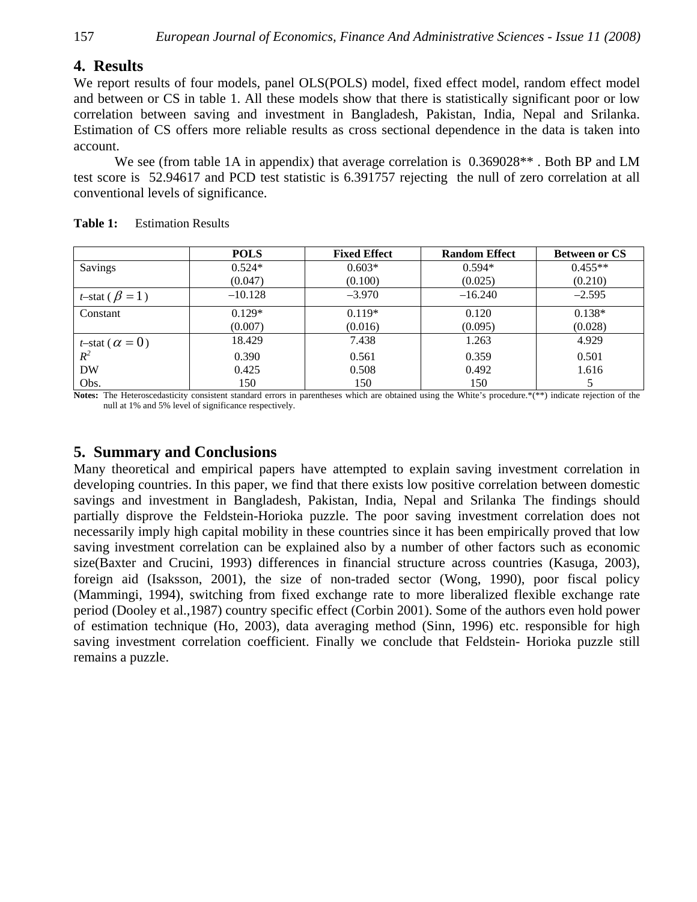## 4. Results

We report results of four models, panel OLS(POLS) model, fixed effect model, random effect model and between or CS in table 1. All these models show that there is statistically significant poor or low correlation between saving and investment in Bangladesh, Pakistan, India, Nepal and Srilanka. Estimation of CS offers more reliable results as cross sectional dependence in the data is taken into account.

We see (from table 1A in appendix) that average correlation is 0.369028** . Both BP and LM test score is 52.94617 and PCD test statistic is 6.391757 rejecting the null of zero correlation at all conventional levels of significance.

**Table 1:** Estimation Results

| | **POLS** | **Fixed Effect** | **Random Effect** | **Between or CS** |
|---|---|---|---|---|
| Savings | 0.524*<br>(0.047) | 0.603*<br>(0.100) | 0.594*<br>(0.025) | 0.455**<br>(0.210) |
| *t*–stat ( $\beta = 1$ ) | –10.128 | –3.970 | –16.240 | –2.595 |
| Constant | 0.129*<br>(0.007) | 0.119*<br>(0.016) | 0.120<br>(0.095) | 0.138*<br>(0.028) |
| *t*–stat ( $\alpha = 0$ ) | 18.429 | 7.438 | 1.263 | 4.929 |
| $R^2$ | 0.390 | 0.561 | 0.359 | 0.501 |
| DW | 0.425 | 0.508 | 0.492 | 1.616 |
| Obs. | 150 | 150 | 150 | 5 |

**Notes:** The Heteroscedasticity consistent standard errors in parentheses which are obtained using the White's procedure.*(**) indicate rejection of the null at 1% and 5% level of significance respectively.

## 5. Summary and Conclusions

Many theoretical and empirical papers have attempted to explain saving investment correlation in developing countries. In this paper, we find that there exists low positive correlation between domestic savings and investment in Bangladesh, Pakistan, India, Nepal and Srilanka The findings should partially disprove the Feldstein-Horioka puzzle. The poor saving investment correlation does not necessarily imply high capital mobility in these countries since it has been empirically proved that low saving investment correlation can be explained also by a number of other factors such as economic size(Baxter and Crucini, 1993) differences in financial structure across countries (Kasuga, 2003), foreign aid (Isaksson, 2001), the size of non-traded sector (Wong, 1990), poor fiscal policy (Mammingi, 1994), switching from fixed exchange rate to more liberalized flexible exchange rate period (Dooley et al.,1987) country specific effect (Corbin 2001). Some of the authors even hold power of estimation technique (Ho, 2003), data averaging method (Sinn, 1996) etc. responsible for high saving investment correlation coefficient. Finally we conclude that Feldstein- Horioka puzzle still remains a puzzle.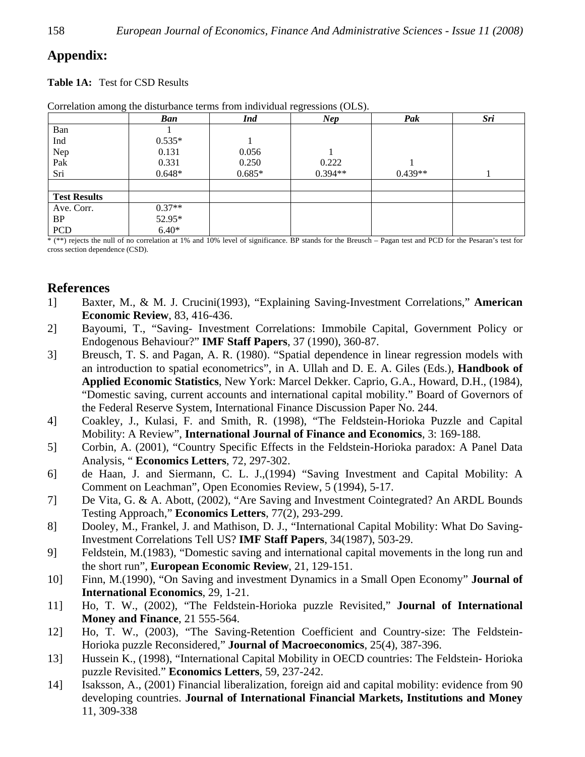## Appendix:

**Table 1A:** Test for CSD Results

Correlation among the disturbance terms from individual regressions (OLS).

| | *Ban* | *Ind* | *Nep* | *Pak* | *Sri* |
|---|---|---|---|---|---|
| Ban | 1 | | | | |
| Ind | 0.535* | 1 | | | |
| Nep | 0.131 | 0.056 | 1 | | |
| Pak | 0.331 | 0.250 | 0.222 | 1 | |
| Sri | 0.648* | 0.685* | 0.394** | 0.439** | 1 |
| | | | | | |
| **Test Results** | | | | | |
| Ave. Corr. | 0.37** | | | | |
| BP | 52.95* | | | | |
| PCD | 6.40* | | | | |

* (**) rejects the null of no correlation at 1% and 10% level of significance. BP stands for the Breusch – Pagan test and PCD for the Pesaran's test for cross section dependence (CSD).

## References

1] Baxter, M., & M. J. Crucini(1993), "Explaining Saving-Investment Correlations," **American Economic Review**, 83, 416-436.

2] Bayoumi, T., "Saving- Investment Correlations: Immobile Capital, Government Policy or Endogenous Behaviour?" **IMF Staff Papers**, 37 (1990), 360-87.

3] Breusch, T. S. and Pagan, A. R. (1980). "Spatial dependence in linear regression models with an introduction to spatial econometrics", in A. Ullah and D. E. A. Giles (Eds.), **Handbook of Applied Economic Statistics**, New York: Marcel Dekker. Caprio, G.A., Howard, D.H., (1984), "Domestic saving, current accounts and international capital mobility." Board of Governors of the Federal Reserve System, International Finance Discussion Paper No. 244.

4] Coakley, J., Kulasi, F. and Smith, R. (1998), "The Feldstein-Horioka Puzzle and Capital Mobility: A Review", **International Journal of Finance and Economics**, 3: 169-188.

5] Corbin, A. (2001), "Country Specific Effects in the Feldstein-Horioka paradox: A Panel Data Analysis, " **Economics Letters**, 72, 297-302.

6] de Haan, J. and Siermann, C. L. J.,(1994) "Saving Investment and Capital Mobility: A Comment on Leachman", Open Economies Review, 5 (1994), 5-17.

7] De Vita, G. & A. Abott, (2002), "Are Saving and Investment Cointegrated? An ARDL Bounds Testing Approach," **Economics Letters**, 77(2), 293-299.

8] Dooley, M., Frankel, J. and Mathison, D. J., "International Capital Mobility: What Do Saving-Investment Correlations Tell US? **IMF Staff Papers**, 34(1987), 503-29.

9] Feldstein, M.(1983), "Domestic saving and international capital movements in the long run and the short run", **European Economic Review**, 21, 129-151.

10] Finn, M.(1990), "On Saving and investment Dynamics in a Small Open Economy" **Journal of International Economics**, 29, 1-21.

11] Ho, T. W., (2002), "The Feldstein-Horioka puzzle Revisited," **Journal of International Money and Finance**, 21 555-564.

12] Ho, T. W., (2003), "The Saving-Retention Coefficient and Country-size: The Feldstein-Horioka puzzle Reconsidered," **Journal of Macroeconomics**, 25(4), 387-396.

13] Hussein K., (1998), "International Capital Mobility in OECD countries: The Feldstein- Horioka puzzle Revisited." **Economics Letters**, 59, 237-242.

14] Isaksson, A., (2001) Financial liberalization, foreign aid and capital mobility: evidence from 90 developing countries. **Journal of International Financial Markets, Institutions and Money** 11, 309-338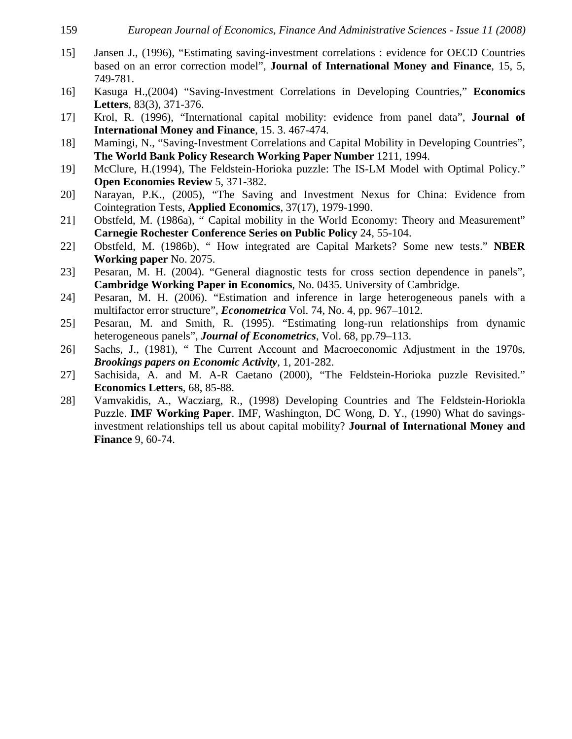15] Jansen J., (1996), "Estimating saving-investment correlations : evidence for OECD Countries based on an error correction model", **Journal of International Money and Finance**, 15, 5, 749-781.

16] Kasuga H.,(2004) "Saving-Investment Correlations in Developing Countries," **Economics Letters**, 83(3), 371-376.

17] Krol, R. (1996), "International capital mobility: evidence from panel data", **Journal of International Money and Finance**, 15. 3. 467-474.

18] Mamingi, N., "Saving-Investment Correlations and Capital Mobility in Developing Countries", **The World Bank Policy Research Working Paper Number** 1211, 1994.

19] McClure, H.(1994), The Feldstein-Horioka puzzle: The IS-LM Model with Optimal Policy." **Open Economies Review** 5, 371-382.

20] Narayan, P.K., (2005), "The Saving and Investment Nexus for China: Evidence from Cointegration Tests, **Applied Economics**, 37(17), 1979-1990.

21] Obstfeld, M. (1986a), " Capital mobility in the World Economy: Theory and Measurement" **Carnegie Rochester Conference Series on Public Policy** 24, 55-104.

22] Obstfeld, M. (1986b), " How integrated are Capital Markets? Some new tests." **NBER Working paper** No. 2075.

23] Pesaran, M. H. (2004). "General diagnostic tests for cross section dependence in panels", **Cambridge Working Paper in Economics**, No. 0435. University of Cambridge.

24] Pesaran, M. H. (2006). "Estimation and inference in large heterogeneous panels with a multifactor error structure", ***Econometrica*** Vol. 74, No. 4, pp. 967–1012.

25] Pesaran, M. and Smith, R. (1995). "Estimating long-run relationships from dynamic heterogeneous panels", ***Journal of Econometrics***, Vol. 68, pp.79–113.

26] Sachs, J., (1981), " The Current Account and Macroeconomic Adjustment in the 1970s, ***Brookings papers on Economic Activity***, 1, 201-282.

27] Sachisida, A. and M. A-R Caetano (2000), "The Feldstein-Horioka puzzle Revisited." **Economics Letters**, 68, 85-88.

28] Vamvakidis, A., Wacziarg, R., (1998) Developing Countries and The Feldstein-Horiokla Puzzle. **IMF Working Paper**. IMF, Washington, DC Wong, D. Y., (1990) What do savings-investment relationships tell us about capital mobility? **Journal of International Money and Finance** 9, 60-74.